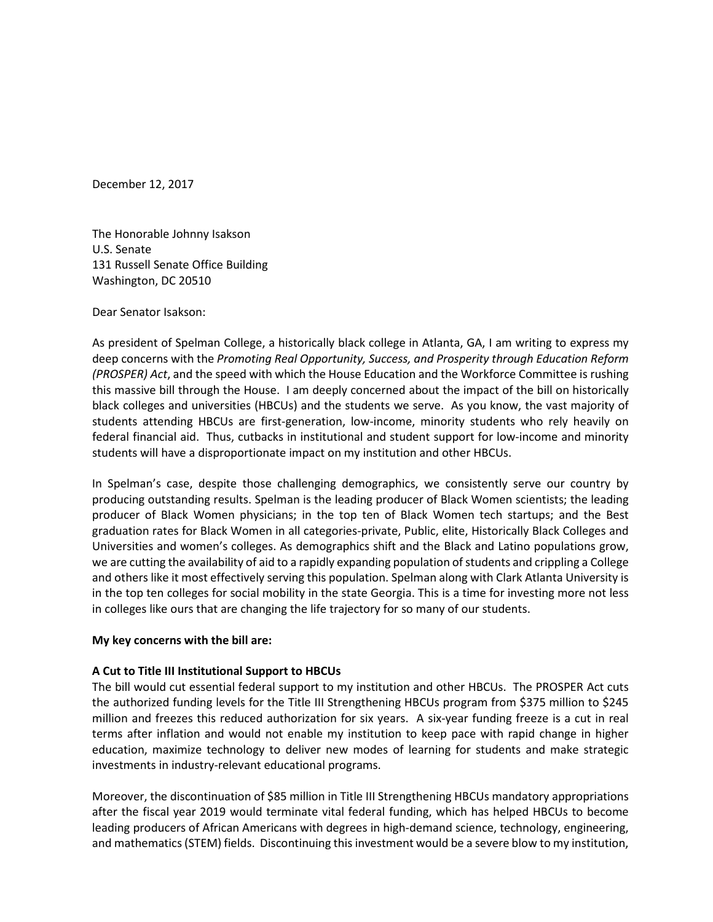December 12, 2017

The Honorable Johnny Isakson
U.S. Senate
131 Russell Senate Office Building
Washington, DC 20510

Dear Senator Isakson:

As president of Spelman College, a historically black college in Atlanta, GA, I am writing to express my deep concerns with the *Promoting Real Opportunity, Success, and Prosperity through Education Reform (PROSPER) Act*, and the speed with which the House Education and the Workforce Committee is rushing this massive bill through the House. I am deeply concerned about the impact of the bill on historically black colleges and universities (HBCUs) and the students we serve. As you know, the vast majority of students attending HBCUs are first-generation, low-income, minority students who rely heavily on federal financial aid. Thus, cutbacks in institutional and student support for low-income and minority students will have a disproportionate impact on my institution and other HBCUs.

In Spelman's case, despite those challenging demographics, we consistently serve our country by producing outstanding results. Spelman is the leading producer of Black Women scientists; the leading producer of Black Women physicians; in the top ten of Black Women tech startups; and the Best graduation rates for Black Women in all categories-private, Public, elite, Historically Black Colleges and Universities and women's colleges. As demographics shift and the Black and Latino populations grow, we are cutting the availability of aid to a rapidly expanding population of students and crippling a College and others like it most effectively serving this population. Spelman along with Clark Atlanta University is in the top ten colleges for social mobility in the state Georgia. This is a time for investing more not less in colleges like ours that are changing the life trajectory for so many of our students.

**My key concerns with the bill are:**

**A Cut to Title III Institutional Support to HBCUs**

The bill would cut essential federal support to my institution and other HBCUs. The PROSPER Act cuts the authorized funding levels for the Title III Strengthening HBCUs program from $375 million to $245 million and freezes this reduced authorization for six years. A six-year funding freeze is a cut in real terms after inflation and would not enable my institution to keep pace with rapid change in higher education, maximize technology to deliver new modes of learning for students and make strategic investments in industry-relevant educational programs.

Moreover, the discontinuation of $85 million in Title III Strengthening HBCUs mandatory appropriations after the fiscal year 2019 would terminate vital federal funding, which has helped HBCUs to become leading producers of African Americans with degrees in high-demand science, technology, engineering, and mathematics (STEM) fields. Discontinuing this investment would be a severe blow to my institution,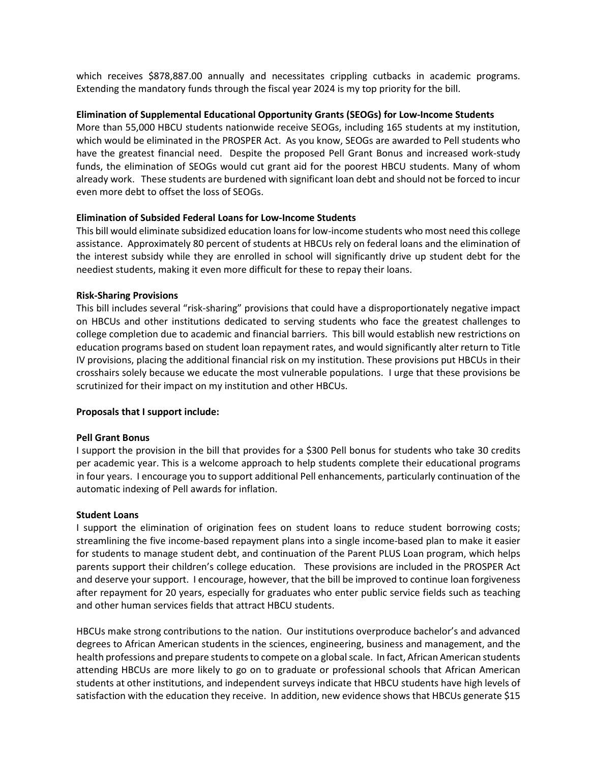which receives $878,887.00 annually and necessitates crippling cutbacks in academic programs. Extending the mandatory funds through the fiscal year 2024 is my top priority for the bill.

**Elimination of Supplemental Educational Opportunity Grants (SEOGs) for Low-Income Students**

More than 55,000 HBCU students nationwide receive SEOGs, including 165 students at my institution, which would be eliminated in the PROSPER Act. As you know, SEOGs are awarded to Pell students who have the greatest financial need. Despite the proposed Pell Grant Bonus and increased work-study funds, the elimination of SEOGs would cut grant aid for the poorest HBCU students. Many of whom already work. These students are burdened with significant loan debt and should not be forced to incur even more debt to offset the loss of SEOGs.

**Elimination of Subsided Federal Loans for Low-Income Students**

This bill would eliminate subsidized education loans for low-income students who most need this college assistance. Approximately 80 percent of students at HBCUs rely on federal loans and the elimination of the interest subsidy while they are enrolled in school will significantly drive up student debt for the neediest students, making it even more difficult for these to repay their loans.

**Risk-Sharing Provisions**

This bill includes several "risk-sharing" provisions that could have a disproportionately negative impact on HBCUs and other institutions dedicated to serving students who face the greatest challenges to college completion due to academic and financial barriers. This bill would establish new restrictions on education programs based on student loan repayment rates, and would significantly alter return to Title IV provisions, placing the additional financial risk on my institution. These provisions put HBCUs in their crosshairs solely because we educate the most vulnerable populations. I urge that these provisions be scrutinized for their impact on my institution and other HBCUs.

**Proposals that I support include:**

**Pell Grant Bonus**

I support the provision in the bill that provides for a $300 Pell bonus for students who take 30 credits per academic year. This is a welcome approach to help students complete their educational programs in four years. I encourage you to support additional Pell enhancements, particularly continuation of the automatic indexing of Pell awards for inflation.

**Student Loans**

I support the elimination of origination fees on student loans to reduce student borrowing costs; streamlining the five income-based repayment plans into a single income-based plan to make it easier for students to manage student debt, and continuation of the Parent PLUS Loan program, which helps parents support their children's college education. These provisions are included in the PROSPER Act and deserve your support. I encourage, however, that the bill be improved to continue loan forgiveness after repayment for 20 years, especially for graduates who enter public service fields such as teaching and other human services fields that attract HBCU students.

HBCUs make strong contributions to the nation. Our institutions overproduce bachelor's and advanced degrees to African American students in the sciences, engineering, business and management, and the health professions and prepare students to compete on a global scale. In fact, African American students attending HBCUs are more likely to go on to graduate or professional schools that African American students at other institutions, and independent surveys indicate that HBCU students have high levels of satisfaction with the education they receive. In addition, new evidence shows that HBCUs generate $15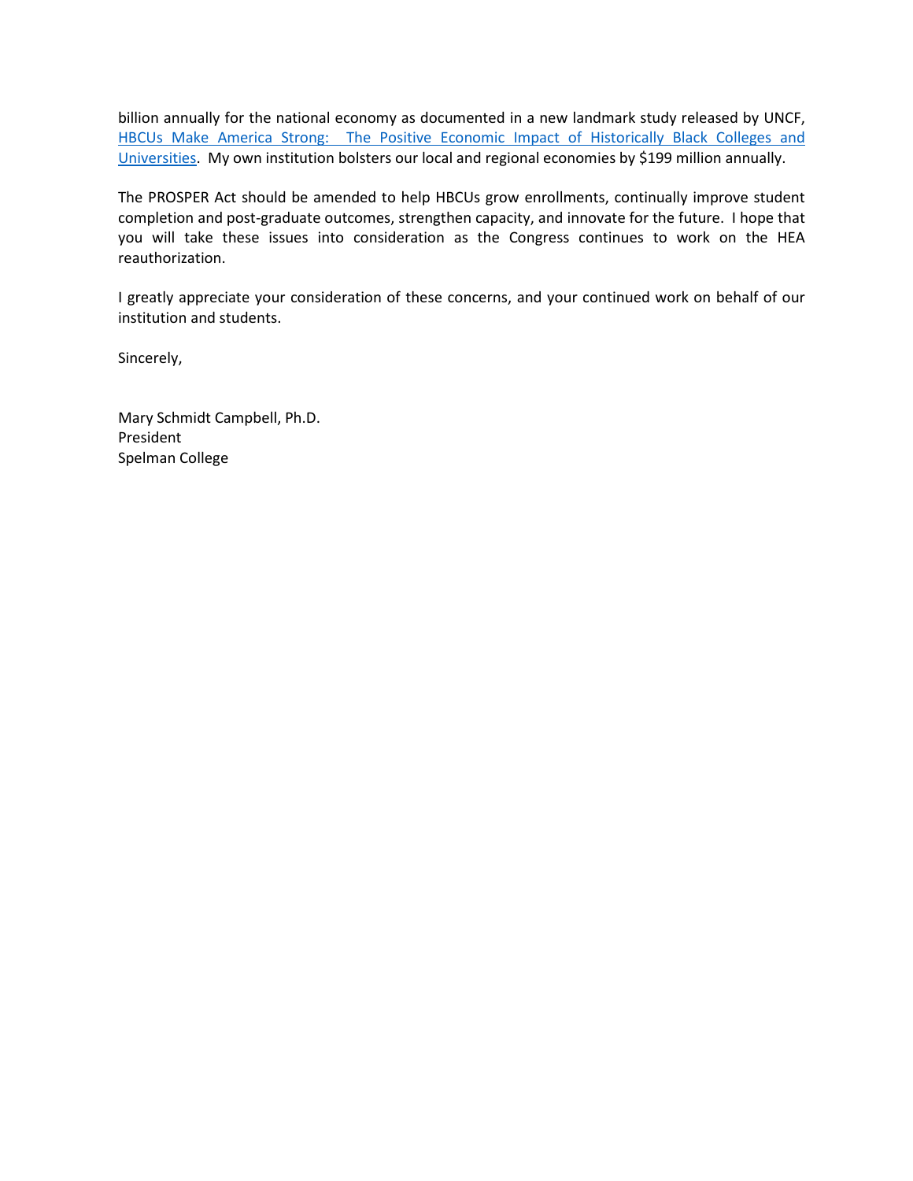billion annually for the national economy as documented in a new landmark study released by UNCF, [HBCUs Make America Strong: The Positive Economic Impact of Historically Black Colleges and Universities](). My own institution bolsters our local and regional economies by $199 million annually.

The PROSPER Act should be amended to help HBCUs grow enrollments, continually improve student completion and post-graduate outcomes, strengthen capacity, and innovate for the future. I hope that you will take these issues into consideration as the Congress continues to work on the HEA reauthorization.

I greatly appreciate your consideration of these concerns, and your continued work on behalf of our institution and students.

Sincerely,

Mary Schmidt Campbell, Ph.D.
President
Spelman College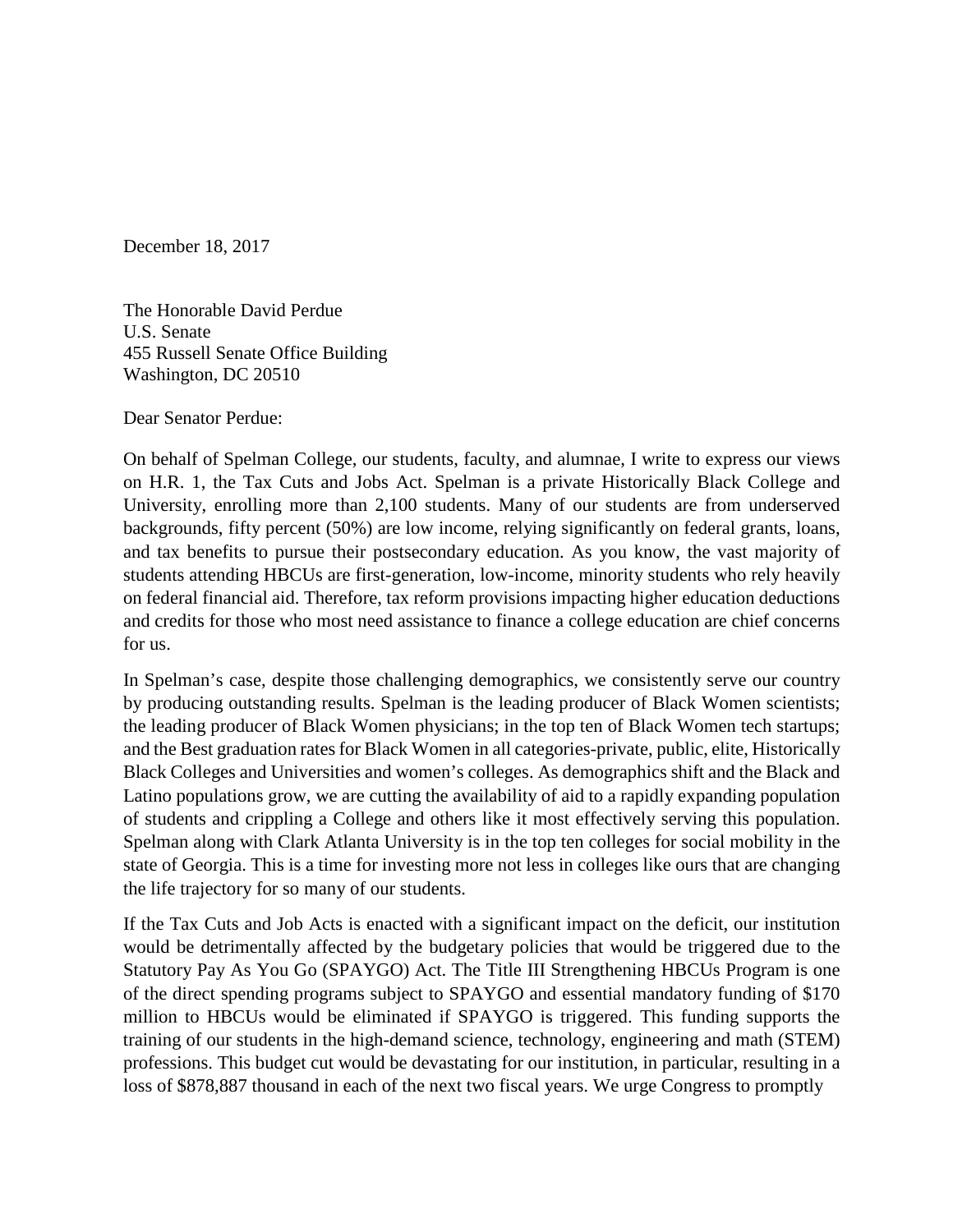December 18, 2017

The Honorable David Perdue
U.S. Senate
455 Russell Senate Office Building
Washington, DC 20510

Dear Senator Perdue:

On behalf of Spelman College, our students, faculty, and alumnae, I write to express our views on H.R. 1, the Tax Cuts and Jobs Act. Spelman is a private Historically Black College and University, enrolling more than 2,100 students. Many of our students are from underserved backgrounds, fifty percent (50%) are low income, relying significantly on federal grants, loans, and tax benefits to pursue their postsecondary education. As you know, the vast majority of students attending HBCUs are first-generation, low-income, minority students who rely heavily on federal financial aid. Therefore, tax reform provisions impacting higher education deductions and credits for those who most need assistance to finance a college education are chief concerns for us.

In Spelman's case, despite those challenging demographics, we consistently serve our country by producing outstanding results. Spelman is the leading producer of Black Women scientists; the leading producer of Black Women physicians; in the top ten of Black Women tech startups; and the Best graduation rates for Black Women in all categories-private, public, elite, Historically Black Colleges and Universities and women's colleges. As demographics shift and the Black and Latino populations grow, we are cutting the availability of aid to a rapidly expanding population of students and crippling a College and others like it most effectively serving this population. Spelman along with Clark Atlanta University is in the top ten colleges for social mobility in the state of Georgia. This is a time for investing more not less in colleges like ours that are changing the life trajectory for so many of our students.

If the Tax Cuts and Job Acts is enacted with a significant impact on the deficit, our institution would be detrimentally affected by the budgetary policies that would be triggered due to the Statutory Pay As You Go (SPAYGO) Act. The Title III Strengthening HBCUs Program is one of the direct spending programs subject to SPAYGO and essential mandatory funding of $170 million to HBCUs would be eliminated if SPAYGO is triggered. This funding supports the training of our students in the high-demand science, technology, engineering and math (STEM) professions. This budget cut would be devastating for our institution, in particular, resulting in a loss of $878,887 thousand in each of the next two fiscal years. We urge Congress to promptly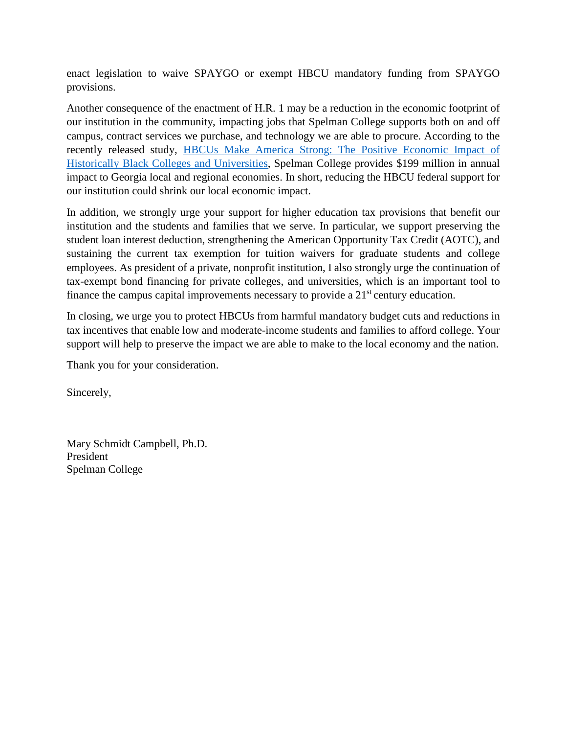enact legislation to waive SPAYGO or exempt HBCU mandatory funding from SPAYGO provisions.

Another consequence of the enactment of H.R. 1 may be a reduction in the economic footprint of our institution in the community, impacting jobs that Spelman College supports both on and off campus, contract services we purchase, and technology we are able to procure. According to the recently released study, HBCUs Make America Strong: The Positive Economic Impact of Historically Black Colleges and Universities, Spelman College provides $199 million in annual impact to Georgia local and regional economies. In short, reducing the HBCU federal support for our institution could shrink our local economic impact.

In addition, we strongly urge your support for higher education tax provisions that benefit our institution and the students and families that we serve. In particular, we support preserving the student loan interest deduction, strengthening the American Opportunity Tax Credit (AOTC), and sustaining the current tax exemption for tuition waivers for graduate students and college employees. As president of a private, nonprofit institution, I also strongly urge the continuation of tax-exempt bond financing for private colleges, and universities, which is an important tool to finance the campus capital improvements necessary to provide a 21st century education.

In closing, we urge you to protect HBCUs from harmful mandatory budget cuts and reductions in tax incentives that enable low and moderate-income students and families to afford college. Your support will help to preserve the impact we are able to make to the local economy and the nation.

Thank you for your consideration.

Sincerely,

Mary Schmidt Campbell, Ph.D.
President
Spelman College